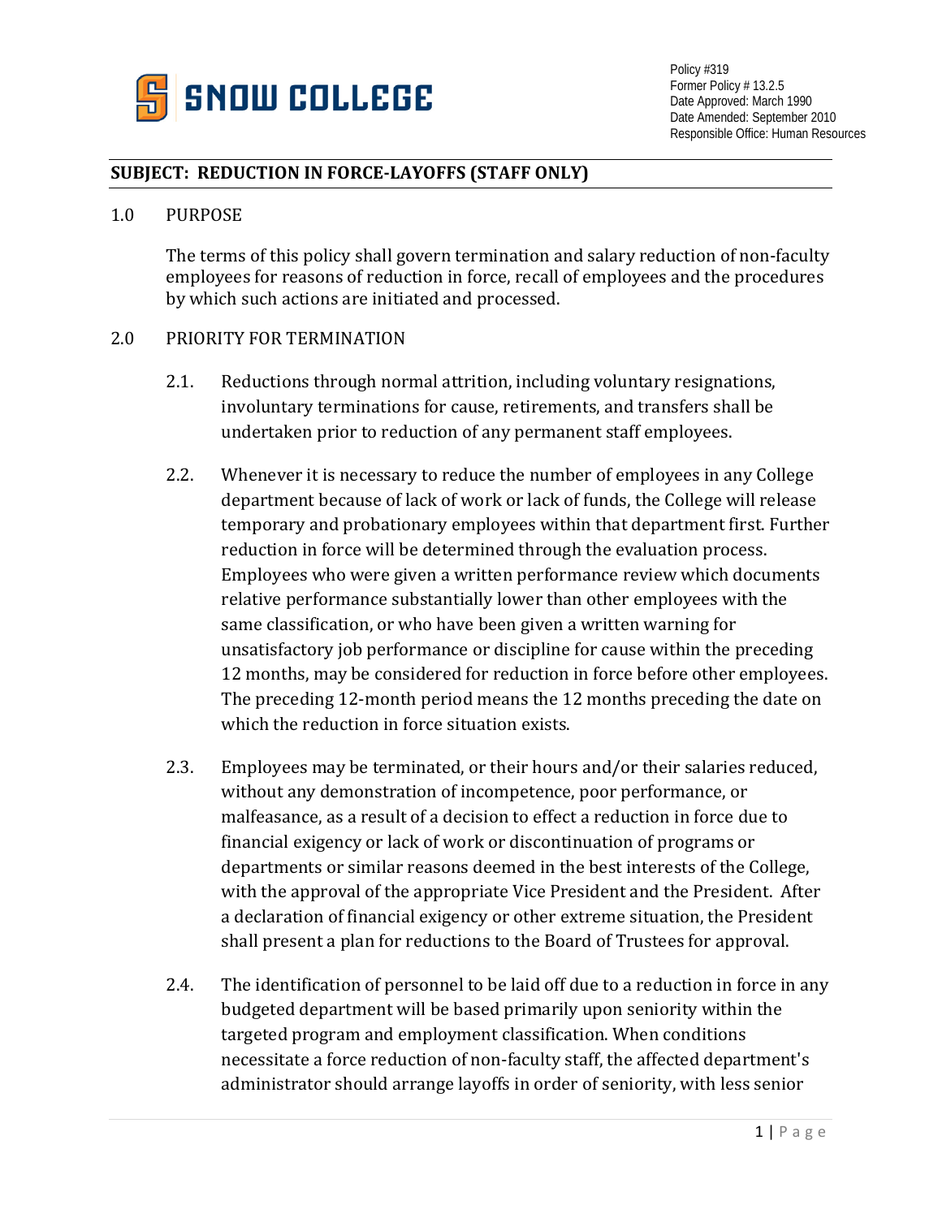SNOW COLLEGE

Policy #319
Former Policy # 13.2.5
Date Approved: March 1990
Date Amended: September 2010
Responsible Office: Human Resources

**SUBJECT: REDUCTION IN FORCE-LAYOFFS (STAFF ONLY)**

1.0 PURPOSE

The terms of this policy shall govern termination and salary reduction of non-faculty employees for reasons of reduction in force, recall of employees and the procedures by which such actions are initiated and processed.

2.0 PRIORITY FOR TERMINATION

2.1. Reductions through normal attrition, including voluntary resignations, involuntary terminations for cause, retirements, and transfers shall be undertaken prior to reduction of any permanent staff employees.

2.2. Whenever it is necessary to reduce the number of employees in any College department because of lack of work or lack of funds, the College will release temporary and probationary employees within that department first. Further reduction in force will be determined through the evaluation process. Employees who were given a written performance review which documents relative performance substantially lower than other employees with the same classification, or who have been given a written warning for unsatisfactory job performance or discipline for cause within the preceding 12 months, may be considered for reduction in force before other employees. The preceding 12-month period means the 12 months preceding the date on which the reduction in force situation exists.

2.3. Employees may be terminated, or their hours and/or their salaries reduced, without any demonstration of incompetence, poor performance, or malfeasance, as a result of a decision to effect a reduction in force due to financial exigency or lack of work or discontinuation of programs or departments or similar reasons deemed in the best interests of the College, with the approval of the appropriate Vice President and the President. After a declaration of financial exigency or other extreme situation, the President shall present a plan for reductions to the Board of Trustees for approval.

2.4. The identification of personnel to be laid off due to a reduction in force in any budgeted department will be based primarily upon seniority within the targeted program and employment classification. When conditions necessitate a force reduction of non-faculty staff, the affected department's administrator should arrange layoffs in order of seniority, with less senior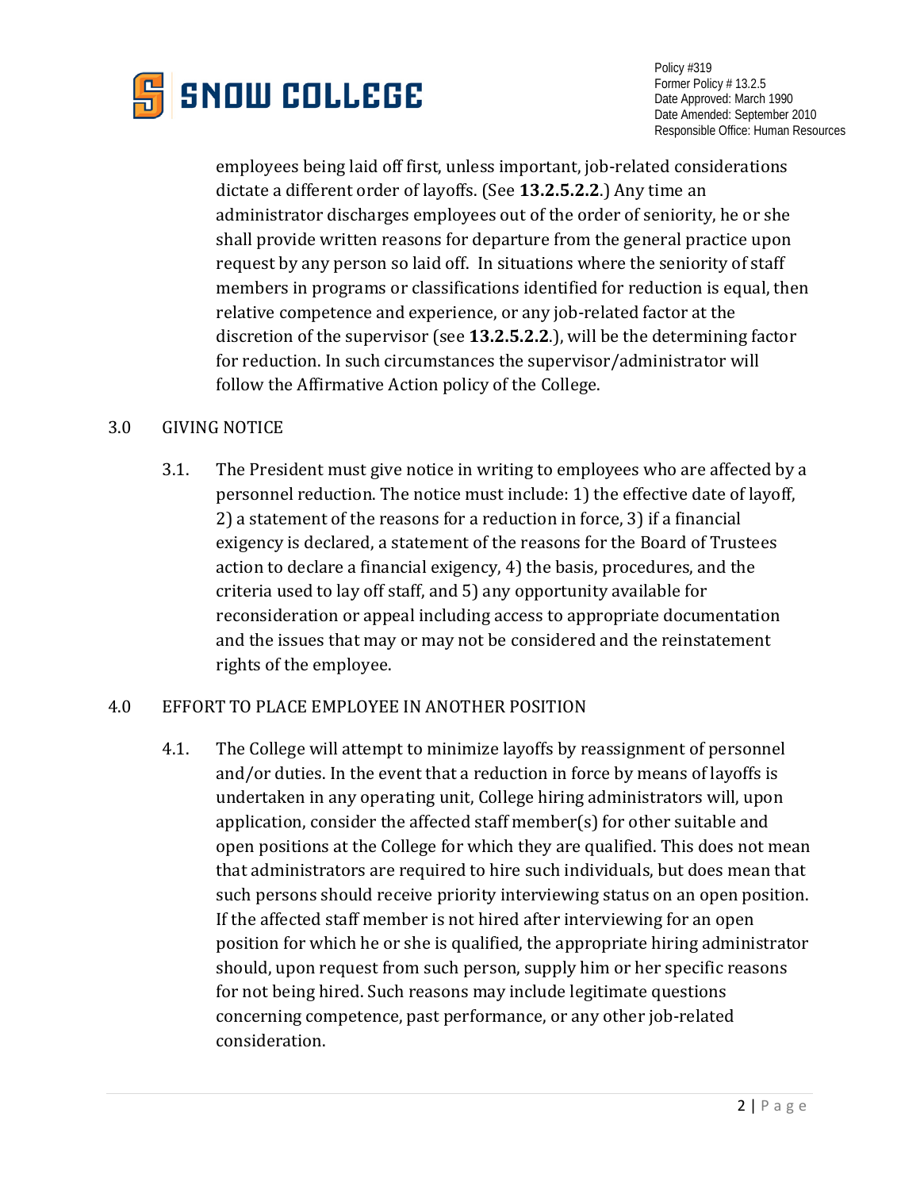employees being laid off first, unless important, job-related considerations dictate a different order of layoffs. (See **13.2.5.2.2**.) Any time an administrator discharges employees out of the order of seniority, he or she shall provide written reasons for departure from the general practice upon request by any person so laid off. In situations where the seniority of staff members in programs or classifications identified for reduction is equal, then relative competence and experience, or any job-related factor at the discretion of the supervisor (see **13.2.5.2.2**.), will be the determining factor for reduction. In such circumstances the supervisor/administrator will follow the Affirmative Action policy of the College.

## 3.0 GIVING NOTICE

3.1. The President must give notice in writing to employees who are affected by a personnel reduction. The notice must include: 1) the effective date of layoff, 2) a statement of the reasons for a reduction in force, 3) if a financial exigency is declared, a statement of the reasons for the Board of Trustees action to declare a financial exigency, 4) the basis, procedures, and the criteria used to lay off staff, and 5) any opportunity available for reconsideration or appeal including access to appropriate documentation and the issues that may or may not be considered and the reinstatement rights of the employee.

## 4.0 EFFORT TO PLACE EMPLOYEE IN ANOTHER POSITION

4.1. The College will attempt to minimize layoffs by reassignment of personnel and/or duties. In the event that a reduction in force by means of layoffs is undertaken in any operating unit, College hiring administrators will, upon application, consider the affected staff member(s) for other suitable and open positions at the College for which they are qualified. This does not mean that administrators are required to hire such individuals, but does mean that such persons should receive priority interviewing status on an open position. If the affected staff member is not hired after interviewing for an open position for which he or she is qualified, the appropriate hiring administrator should, upon request from such person, supply him or her specific reasons for not being hired. Such reasons may include legitimate questions concerning competence, past performance, or any other job-related consideration.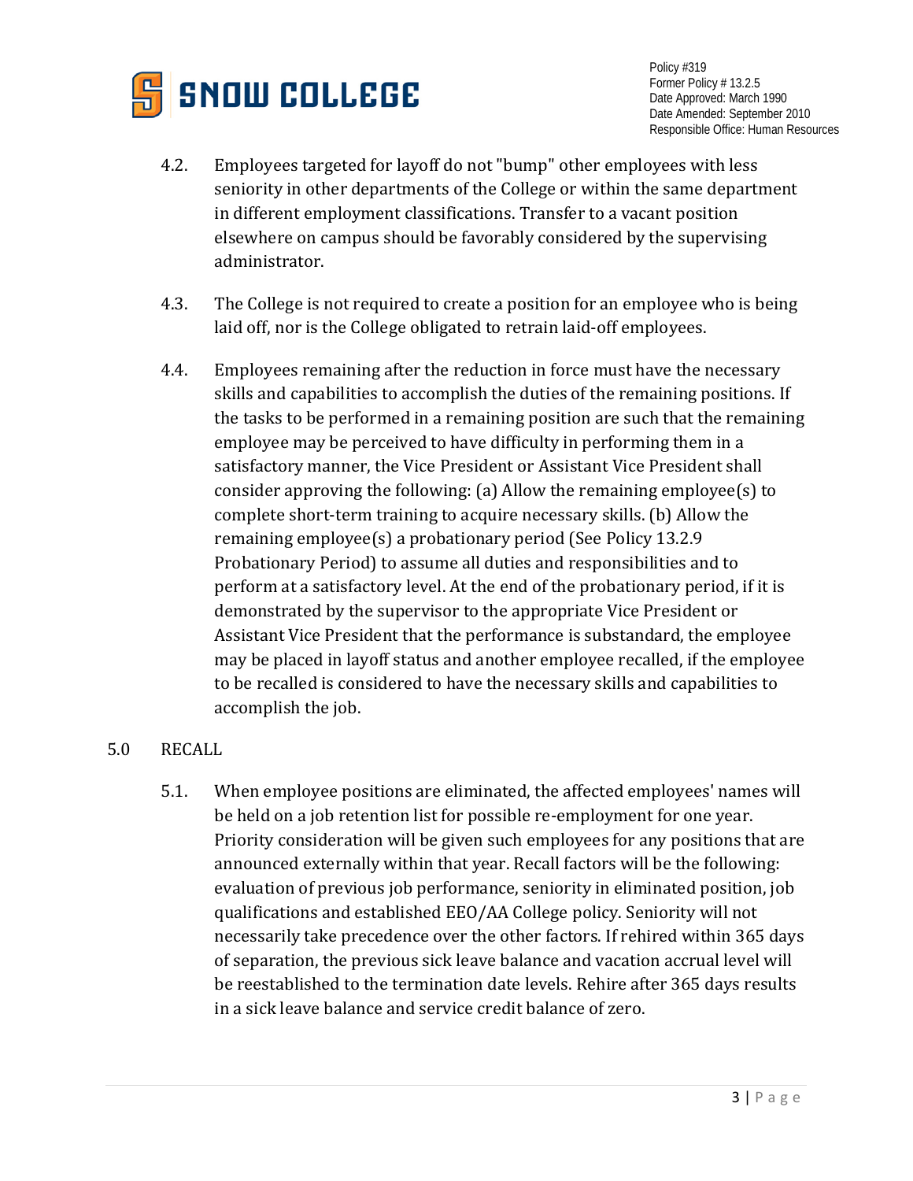4.2. Employees targeted for layoff do not "bump" other employees with less seniority in other departments of the College or within the same department in different employment classifications. Transfer to a vacant position elsewhere on campus should be favorably considered by the supervising administrator.

4.3. The College is not required to create a position for an employee who is being laid off, nor is the College obligated to retrain laid-off employees.

4.4. Employees remaining after the reduction in force must have the necessary skills and capabilities to accomplish the duties of the remaining positions. If the tasks to be performed in a remaining position are such that the remaining employee may be perceived to have difficulty in performing them in a satisfactory manner, the Vice President or Assistant Vice President shall consider approving the following: (a) Allow the remaining employee(s) to complete short-term training to acquire necessary skills. (b) Allow the remaining employee(s) a probationary period (See Policy 13.2.9 Probationary Period) to assume all duties and responsibilities and to perform at a satisfactory level. At the end of the probationary period, if it is demonstrated by the supervisor to the appropriate Vice President or Assistant Vice President that the performance is substandard, the employee may be placed in layoff status and another employee recalled, if the employee to be recalled is considered to have the necessary skills and capabilities to accomplish the job.

## 5.0 RECALL

5.1. When employee positions are eliminated, the affected employees' names will be held on a job retention list for possible re-employment for one year. Priority consideration will be given such employees for any positions that are announced externally within that year. Recall factors will be the following: evaluation of previous job performance, seniority in eliminated position, job qualifications and established EEO/AA College policy. Seniority will not necessarily take precedence over the other factors. If rehired within 365 days of separation, the previous sick leave balance and vacation accrual level will be reestablished to the termination date levels. Rehire after 365 days results in a sick leave balance and service credit balance of zero.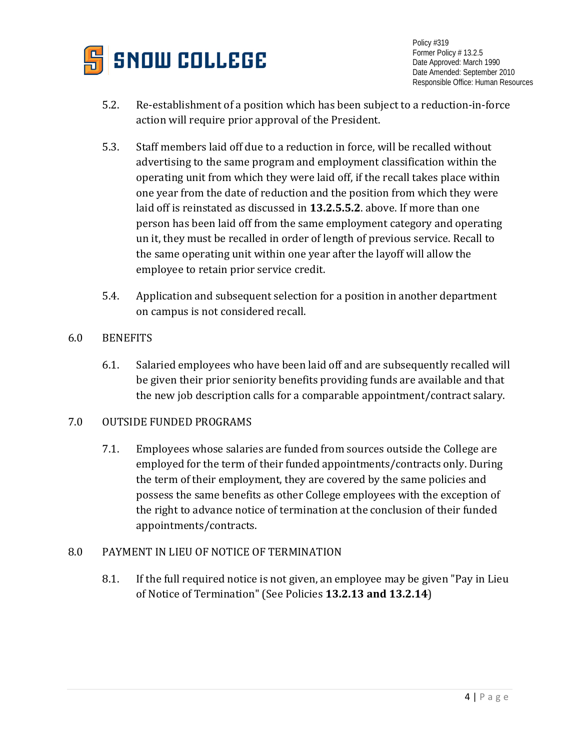5.2. Re-establishment of a position which has been subject to a reduction-in-force action will require prior approval of the President.

5.3. Staff members laid off due to a reduction in force, will be recalled without advertising to the same program and employment classification within the operating unit from which they were laid off, if the recall takes place within one year from the date of reduction and the position from which they were laid off is reinstated as discussed in **13.2.5.5.2**. above. If more than one person has been laid off from the same employment category and operating un it, they must be recalled in order of length of previous service. Recall to the same operating unit within one year after the layoff will allow the employee to retain prior service credit.

5.4. Application and subsequent selection for a position in another department on campus is not considered recall.

## 6.0 BENEFITS

6.1. Salaried employees who have been laid off and are subsequently recalled will be given their prior seniority benefits providing funds are available and that the new job description calls for a comparable appointment/contract salary.

## 7.0 OUTSIDE FUNDED PROGRAMS

7.1. Employees whose salaries are funded from sources outside the College are employed for the term of their funded appointments/contracts only. During the term of their employment, they are covered by the same policies and possess the same benefits as other College employees with the exception of the right to advance notice of termination at the conclusion of their funded appointments/contracts.

## 8.0 PAYMENT IN LIEU OF NOTICE OF TERMINATION

8.1. If the full required notice is not given, an employee may be given "Pay in Lieu of Notice of Termination" (See Policies **13.2.13 and 13.2.14**)